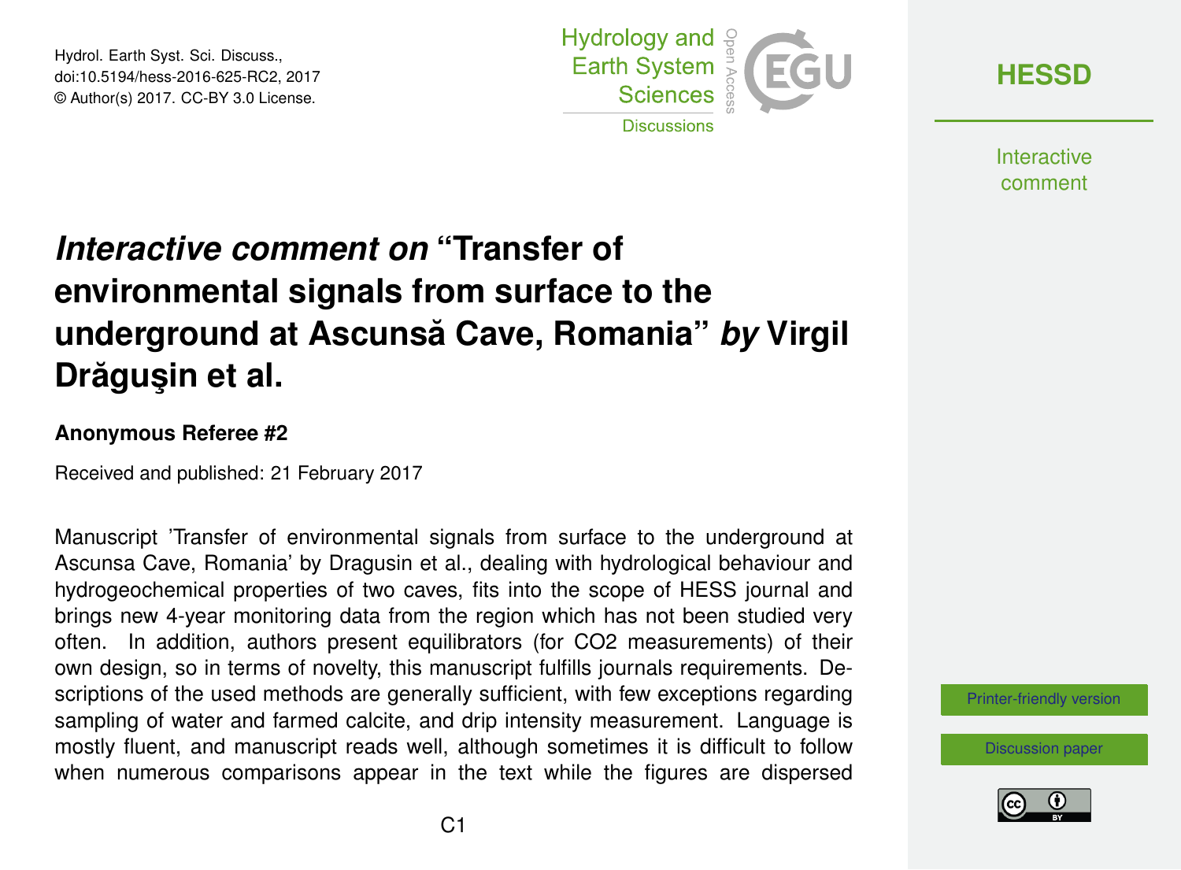# *Interactive comment on* "Transfer of environmental signals from surface to the underground at Ascunsă Cave, Romania" *by* Virgil Drăguşin et al.

**Anonymous Referee #2**

Received and published: 21 February 2017

Manuscript 'Transfer of environmental signals from surface to the underground at Ascunsa Cave, Romania' by Dragusin et al., dealing with hydrological behaviour and hydrogeochemical properties of two caves, fits into the scope of HESS journal and brings new 4-year monitoring data from the region which has not been studied very often. In addition, authors present equilibrators (for $CO_2$ measurements) of their own design, so in terms of novelty, this manuscript fulfills journals requirements. Descriptions of the used methods are generally sufficient, with few exceptions regarding sampling of water and farmed calcite, and drip intensity measurement. Language is mostly fluent, and manuscript reads well, although sometimes it is difficult to follow when numerous comparisons appear in the text while the figures are dispersed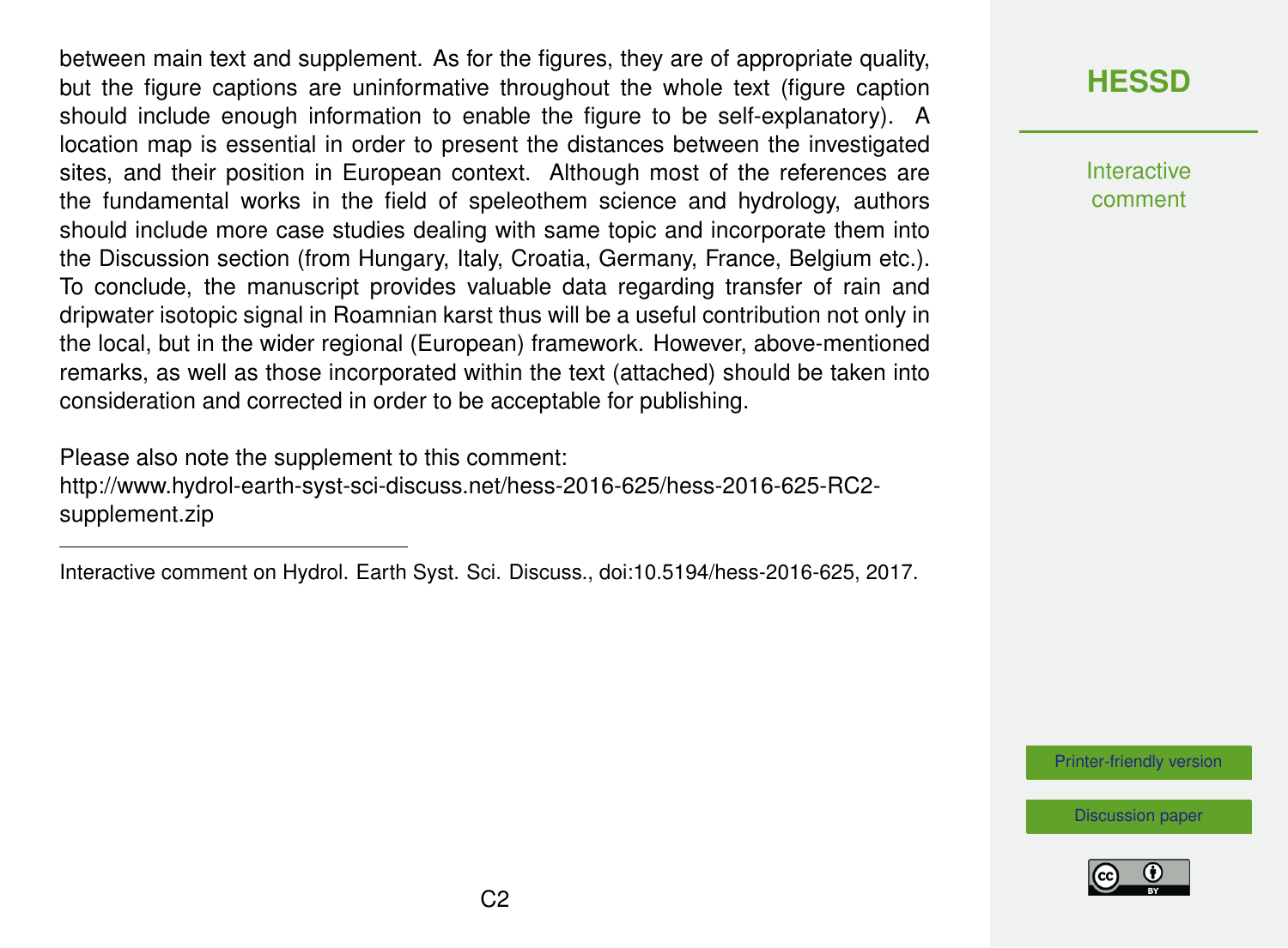between main text and supplement. As for the figures, they are of appropriate quality, but the figure captions are uninformative throughout the whole text (figure caption should include enough information to enable the figure to be self-explanatory). A location map is essential in order to present the distances between the investigated sites, and their position in European context. Although most of the references are the fundamental works in the field of speleothem science and hydrology, authors should include more case studies dealing with same topic and incorporate them into the Discussion section (from Hungary, Italy, Croatia, Germany, France, Belgium etc.). To conclude, the manuscript provides valuable data regarding transfer of rain and dripwater isotopic signal in Roamnian karst thus will be a useful contribution not only in the local, but in the wider regional (European) framework. However, above-mentioned remarks, as well as those incorporated within the text (attached) should be taken into consideration and corrected in order to be acceptable for publishing.

Please also note the supplement to this comment:
http://www.hydrol-earth-syst-sci-discuss.net/hess-2016-625/hess-2016-625-RC2-supplement.zip

---

Interactive comment on Hydrol. Earth Syst. Sci. Discuss., doi:10.5194/hess-2016-625, 2017.